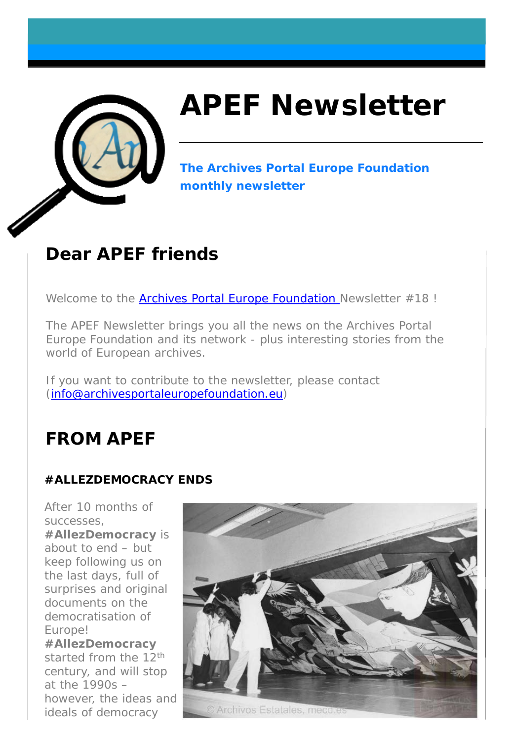# APEF Newsletter

**The Archives Portal Europe Foundation monthly newsletter**

## Dear APEF friends

Welcome to the Archives Portal Europe Foundation Newsletter #18 !

The APEF Newsletter brings you all the news on the Archives Portal Europe Foundation and its network - plus interesting stories from the world of European archives.

If you want to contribute to the newsletter, please contact (info@archivesportaleuropefoundation.eu)

## FROM APEF

### #ALLEZDEMOCRACY ENDS

After 10 months of successes, **#AllezDemocracy** is about to end – but keep following us on the last days, full of surprises and original documents on the democratisation of Europe! **#AllezDemocracy** started from the 12th century, and will stop at the 1990s – however, the ideas and ideals of democracy

© Archivos Estatales, mecd.es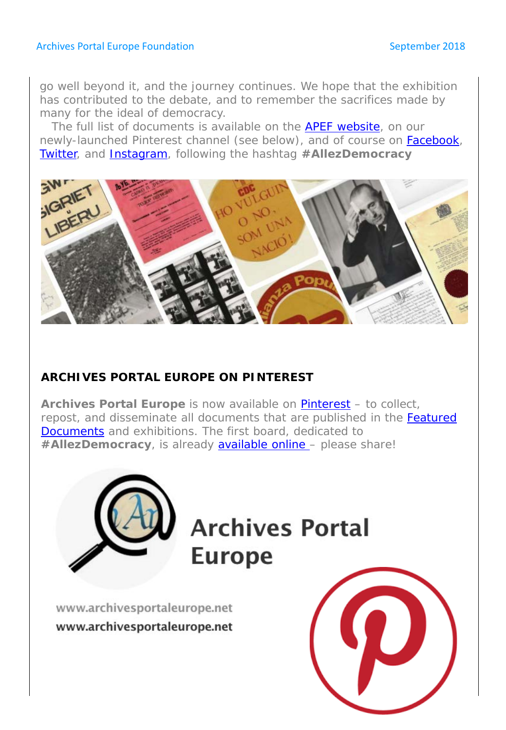go well beyond it, and the journey continues. We hope that the exhibition has contributed to the debate, and to remember the sacrifices made by many for the ideal of democracy.

The full list of documents is available on the APEF website, on our newly-launched Pinterest channel (see below), and of course on Facebook, Twitter, and Instagram, following the hashtag **#AllezDemocracy**

## ARCHIVES PORTAL EUROPE ON PINTEREST

**Archives Portal Europe** is now available on Pinterest – to collect, repost, and disseminate all documents that are published in the Featured Documents and exhibitions. The first board, dedicated to **#AllezDemocracy**, is already available online – please share!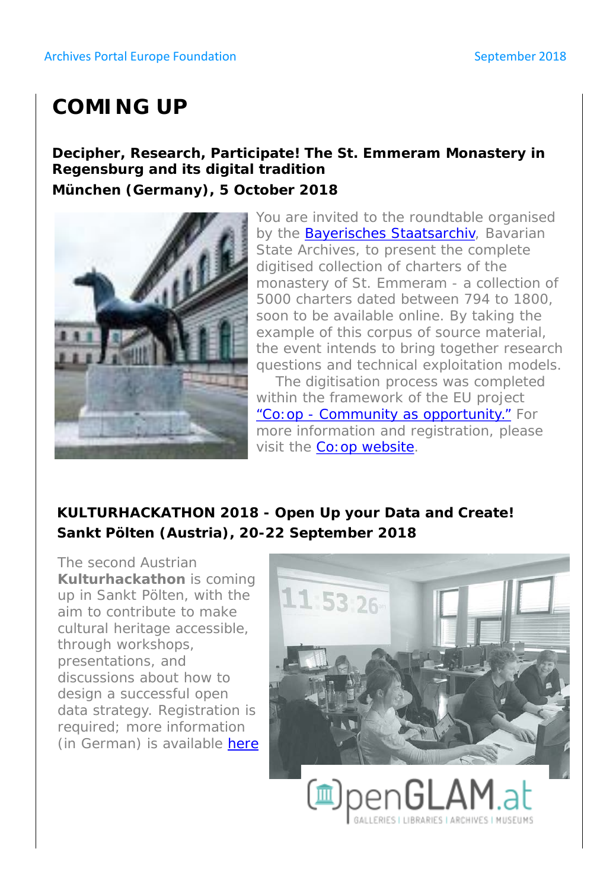# COMING UP

### Decipher, Research, Participate! The St. Emmeram Monastery in Regensburg and its digital tradition

**München (Germany), 5 October 2018**

You are invited to the roundtable organised by the Bayerisches Staatsarchiv, Bavarian State Archives, to present the complete digitised collection of charters of the monastery of St. Emmeram - a collection of 5000 charters dated between 794 to 1800, soon to be available online. By taking the example of this corpus of source material, the event intends to bring together research questions and technical exploitation models.

The digitisation process was completed within the framework of the EU project "Co:op - Community as opportunity." For more information and registration, please visit the Co:op website.

### KULTURHACKATHON 2018 - Open Up your Data and Create! Sankt Pölten (Austria), 20-22 September 2018

The second Austrian **Kulturhackathon** is coming up in Sankt Pölten, with the aim to contribute to make cultural heritage accessible, through workshops, presentations, and discussions about how to design a successful open data strategy. Registration is required; more information (in German) is available here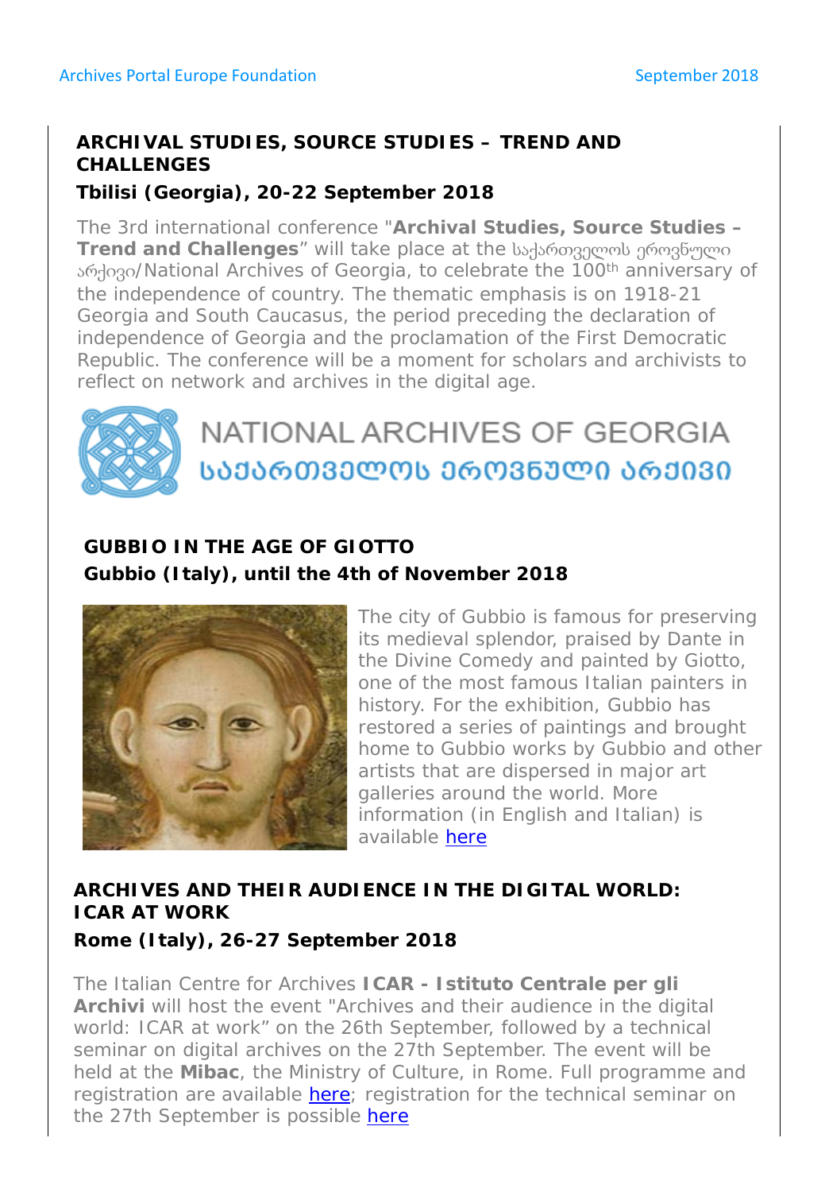## ARCHIVAL STUDIES, SOURCE STUDIES – TREND AND CHALLENGES

**Tbilisi (Georgia), 20-22 September 2018**

The 3rd international conference "**Archival Studies, Source Studies – Trend and Challenges**" will take place at the საქართველოს ეროვნული არქივი/National Archives of Georgia, to celebrate the 100th anniversary of the independence of country. The thematic emphasis is on 1918-21 Georgia and South Caucasus, the period preceding the declaration of independence of Georgia and the proclamation of the First Democratic Republic. The conference will be a moment for scholars and archivists to reflect on network and archives in the digital age.

NATIONAL ARCHIVES OF GEORGIA
საქართველოს ეროვნული არქივი

## GUBBIO IN THE AGE OF GIOTTO

**Gubbio (Italy), until the 4th of November 2018**

The city of Gubbio is famous for preserving its medieval splendor, praised by Dante in the Divine Comedy and painted by Giotto, one of the most famous Italian painters in history. For the exhibition, Gubbio has restored a series of paintings and brought home to Gubbio works by Gubbio and other artists that are dispersed in major art galleries around the world. More information (in English and Italian) is available here

## ARCHIVES AND THEIR AUDIENCE IN THE DIGITAL WORLD: ICAR AT WORK

**Rome (Italy), 26-27 September 2018**

The Italian Centre for Archives **ICAR - Istituto Centrale per gli Archivi** will host the event "Archives and their audience in the digital world: ICAR at work" on the 26th September, followed by a technical seminar on digital archives on the 27th September. The event will be held at the **Mibac**, the Ministry of Culture, in Rome. Full programme and registration are available here; registration for the technical seminar on the 27th September is possible here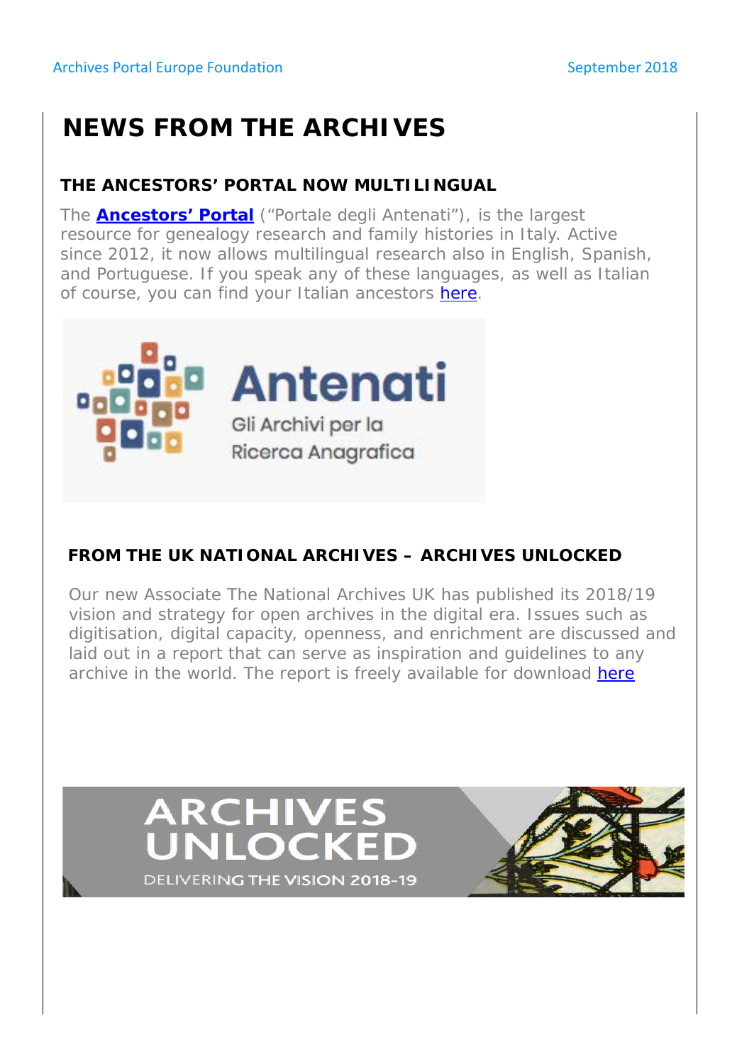# NEWS FROM THE ARCHIVES

## THE ANCESTORS' PORTAL NOW MULTILINGUAL

The **Ancestors' Portal** ("Portale degli Antenati"), is the largest resource for genealogy research and family histories in Italy. Active since 2012, it now allows multilingual research also in English, Spanish, and Portuguese. If you speak any of these languages, as well as Italian of course, you can find your Italian ancestors here.

## FROM THE UK NATIONAL ARCHIVES – ARCHIVES UNLOCKED

Our new Associate The National Archives UK has published its 2018/19 vision and strategy for open archives in the digital era. Issues such as digitisation, digital capacity, openness, and enrichment are discussed and laid out in a report that can serve as inspiration and guidelines to any archive in the world. The report is freely available for download here